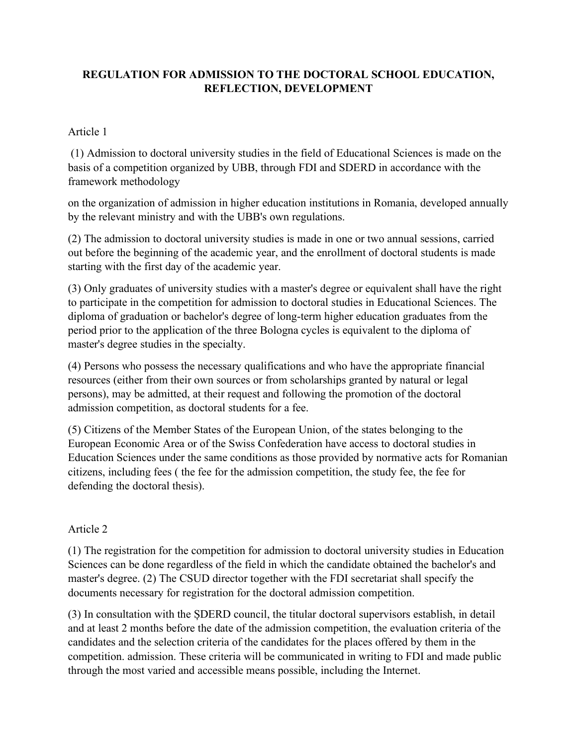# REGULATION FOR ADMISSION TO THE DOCTORAL SCHOOL EDUCATION, REFLECTION, DEVELOPMENT

Article 1

(1) Admission to doctoral university studies in the field of Educational Sciences is made on the basis of a competition organized by UBB, through FDI and SDERD in accordance with the framework methodology

on the organization of admission in higher education institutions in Romania, developed annually by the relevant ministry and with the UBB's own regulations.

(2) The admission to doctoral university studies is made in one or two annual sessions, carried out before the beginning of the academic year, and the enrollment of doctoral students is made starting with the first day of the academic year.

(3) Only graduates of university studies with a master's degree or equivalent shall have the right to participate in the competition for admission to doctoral studies in Educational Sciences. The diploma of graduation or bachelor's degree of long-term higher education graduates from the period prior to the application of the three Bologna cycles is equivalent to the diploma of master's degree studies in the specialty.

(4) Persons who possess the necessary qualifications and who have the appropriate financial resources (either from their own sources or from scholarships granted by natural or legal persons), may be admitted, at their request and following the promotion of the doctoral admission competition, as doctoral students for a fee.

(5) Citizens of the Member States of the European Union, of the states belonging to the European Economic Area or of the Swiss Confederation have access to doctoral studies in Education Sciences under the same conditions as those provided by normative acts for Romanian citizens, including fees ( the fee for the admission competition, the study fee, the fee for defending the doctoral thesis).

Article 2

(1) The registration for the competition for admission to doctoral university studies in Education Sciences can be done regardless of the field in which the candidate obtained the bachelor's and master's degree. (2) The CSUD director together with the FDI secretariat shall specify the documents necessary for registration for the doctoral admission competition.

(3) In consultation with the ȘDERD council, the titular doctoral supervisors establish, in detail and at least 2 months before the date of the admission competition, the evaluation criteria of the candidates and the selection criteria of the candidates for the places offered by them in the competition. admission. These criteria will be communicated in writing to FDI and made public through the most varied and accessible means possible, including the Internet.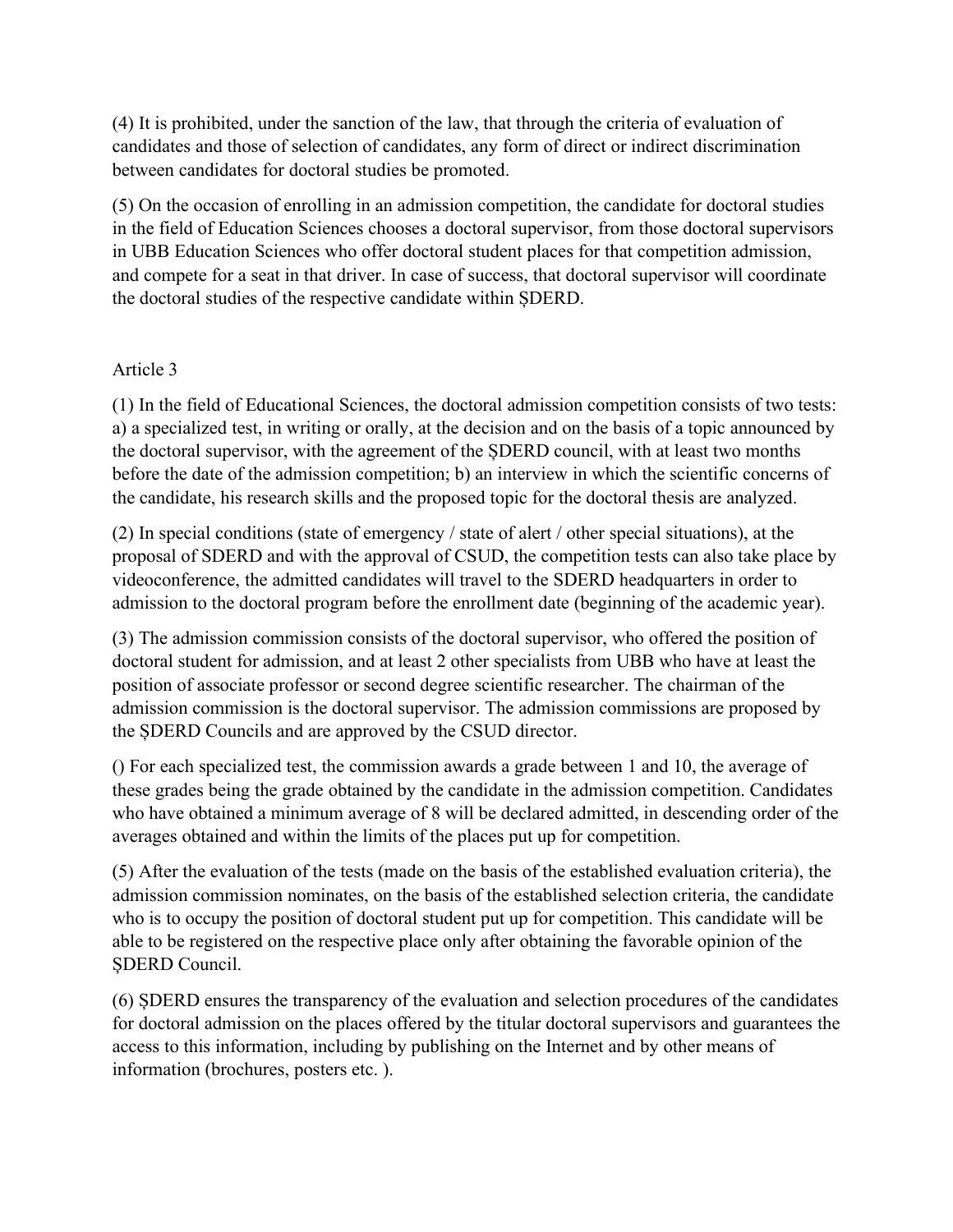(4) It is prohibited, under the sanction of the law, that through the criteria of evaluation of candidates and those of selection of candidates, any form of direct or indirect discrimination between candidates for doctoral studies be promoted.

(5) On the occasion of enrolling in an admission competition, the candidate for doctoral studies in the field of Education Sciences chooses a doctoral supervisor, from those doctoral supervisors in UBB Education Sciences who offer doctoral student places for that competition admission, and compete for a seat in that driver. In case of success, that doctoral supervisor will coordinate the doctoral studies of the respective candidate within ȘDERD.

Article 3

(1) In the field of Educational Sciences, the doctoral admission competition consists of two tests: a) a specialized test, in writing or orally, at the decision and on the basis of a topic announced by the doctoral supervisor, with the agreement of the ȘDERD council, with at least two months before the date of the admission competition; b) an interview in which the scientific concerns of the candidate, his research skills and the proposed topic for the doctoral thesis are analyzed.

(2) In special conditions (state of emergency / state of alert / other special situations), at the proposal of SDERD and with the approval of CSUD, the competition tests can also take place by videoconference, the admitted candidates will travel to the SDERD headquarters in order to admission to the doctoral program before the enrollment date (beginning of the academic year).

(3) The admission commission consists of the doctoral supervisor, who offered the position of doctoral student for admission, and at least 2 other specialists from UBB who have at least the position of associate professor or second degree scientific researcher. The chairman of the admission commission is the doctoral supervisor. The admission commissions are proposed by the ȘDERD Councils and are approved by the CSUD director.

() For each specialized test, the commission awards a grade between 1 and 10, the average of these grades being the grade obtained by the candidate in the admission competition. Candidates who have obtained a minimum average of 8 will be declared admitted, in descending order of the averages obtained and within the limits of the places put up for competition.

(5) After the evaluation of the tests (made on the basis of the established evaluation criteria), the admission commission nominates, on the basis of the established selection criteria, the candidate who is to occupy the position of doctoral student put up for competition. This candidate will be able to be registered on the respective place only after obtaining the favorable opinion of the ȘDERD Council.

(6) ȘDERD ensures the transparency of the evaluation and selection procedures of the candidates for doctoral admission on the places offered by the titular doctoral supervisors and guarantees the access to this information, including by publishing on the Internet and by other means of information (brochures, posters etc. ).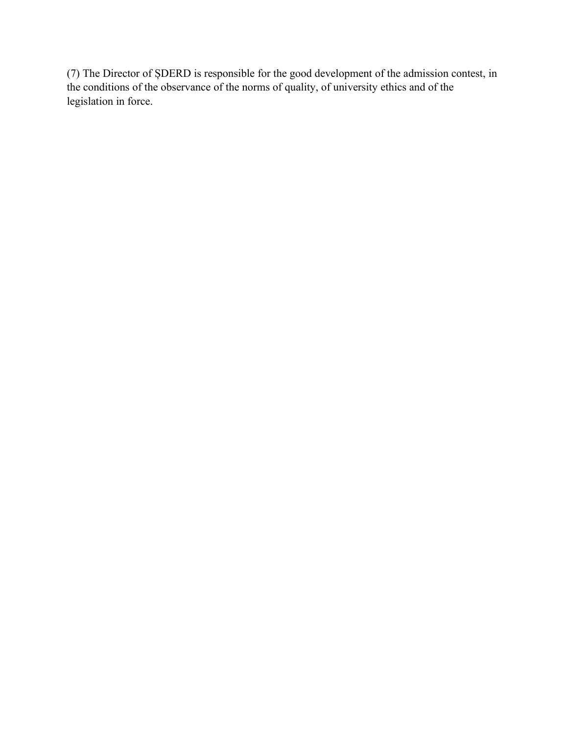(7) The Director of ȘDERD is responsible for the good development of the admission contest, in the conditions of the observance of the norms of quality, of university ethics and of the legislation in force.